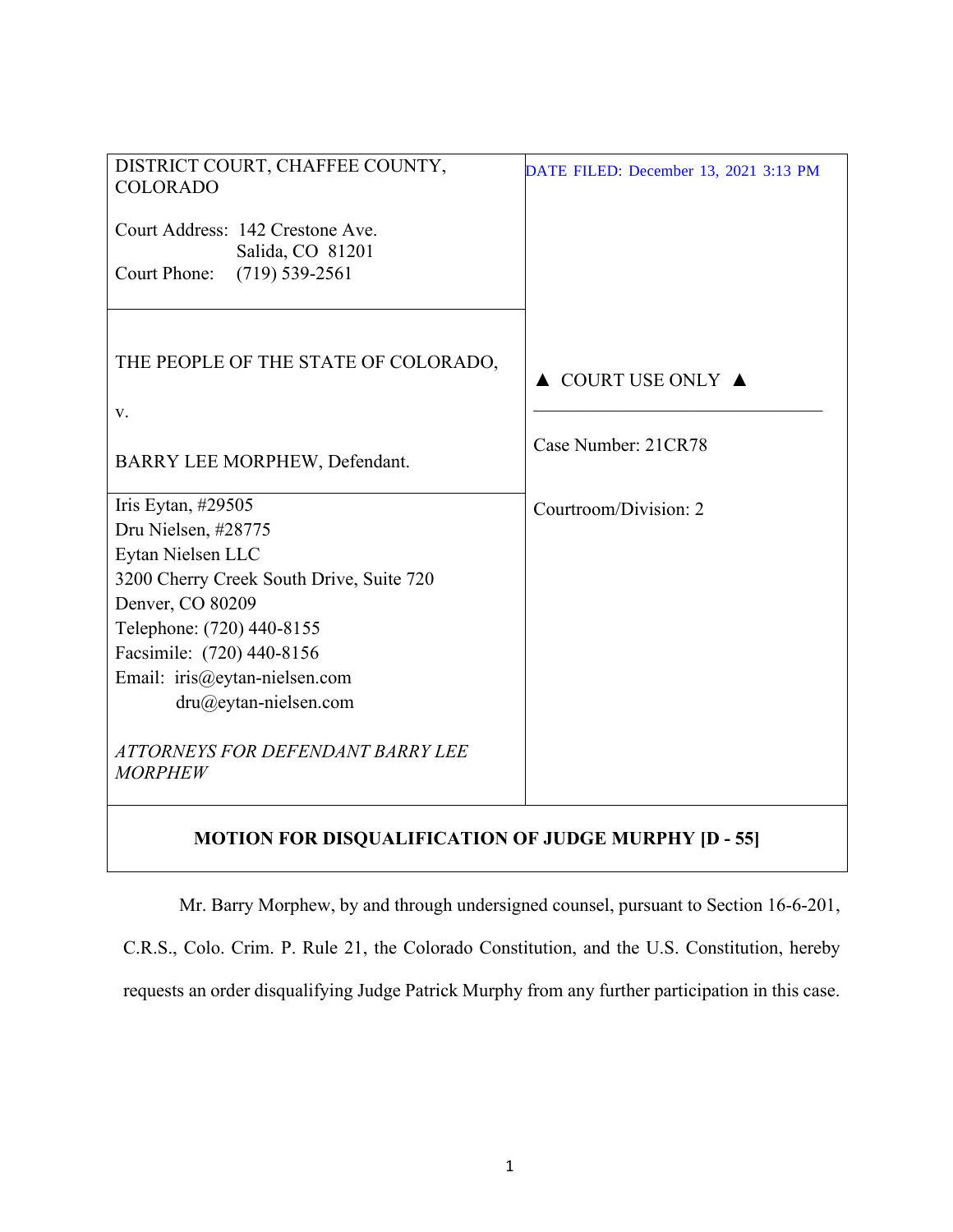| DISTRICT COURT, CHAFFEE COUNTY, COLORADO<br><br>Court Address: 142 Crestone Ave.<br>Salida, CO 81201<br>Court Phone: (719) 539-2561 | DATE FILED: December 13, 2021 3:13 PM |
|---|---|
| THE PEOPLE OF THE STATE OF COLORADO,<br><br>v.<br><br>BARRY LEE MORPHEW, Defendant. | ▲ COURT USE ONLY ▲<br><br>Case Number: 21CR78 |
| Iris Eytan, #29505<br>Dru Nielsen, #28775<br>Eytan Nielsen LLC<br>3200 Cherry Creek South Drive, Suite 720<br>Denver, CO 80209<br>Telephone: (720) 440-8155<br>Facsimile: (720) 440-8156<br>Email: iris@eytan-nielsen.com<br>dru@eytan-nielsen.com<br><br>*ATTORNEYS FOR DEFENDANT BARRY LEE MORPHEW* | Courtroom/Division: 2 |

**MOTION FOR DISQUALIFICATION OF JUDGE MURPHY [D - 55]**

Mr. Barry Morphew, by and through undersigned counsel, pursuant to Section 16-6-201, C.R.S., Colo. Crim. P. Rule 21, the Colorado Constitution, and the U.S. Constitution, hereby requests an order disqualifying Judge Patrick Murphy from any further participation in this case.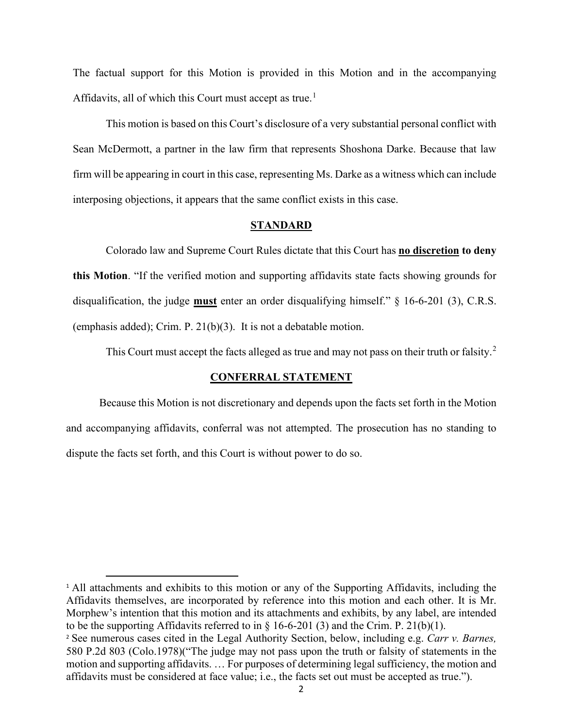The factual support for this Motion is provided in this Motion and in the accompanying Affidavits, all of which this Court must accept as true.[1]

This motion is based on this Court's disclosure of a very substantial personal conflict with Sean McDermott, a partner in the law firm that represents Shoshona Darke. Because that law firm will be appearing in court in this case, representing Ms. Darke as a witness which can include interposing objections, it appears that the same conflict exists in this case.

## STANDARD

Colorado law and Supreme Court Rules dictate that this Court has **no discretion to deny this Motion**. "If the verified motion and supporting affidavits state facts showing grounds for disqualification, the judge **must** enter an order disqualifying himself." § 16-6-201 (3), C.R.S. (emphasis added); Crim. P. 21(b)(3). It is not a debatable motion.

This Court must accept the facts alleged as true and may not pass on their truth or falsity.[2]

## CONFERRAL STATEMENT

Because this Motion is not discretionary and depends upon the facts set forth in the Motion and accompanying affidavits, conferral was not attempted. The prosecution has no standing to dispute the facts set forth, and this Court is without power to do so.

---

[1] All attachments and exhibits to this motion or any of the Supporting Affidavits, including the Affidavits themselves, are incorporated by reference into this motion and each other. It is Mr. Morphew's intention that this motion and its attachments and exhibits, by any label, are intended to be the supporting Affidavits referred to in § 16-6-201 (3) and the Crim. P. 21(b)(1).

[2] See numerous cases cited in the Legal Authority Section, below, including e.g. *Carr v. Barnes,* 580 P.2d 803 (Colo.1978)("The judge may not pass upon the truth or falsity of statements in the motion and supporting affidavits. … For purposes of determining legal sufficiency, the motion and affidavits must be considered at face value; i.e., the facts set out must be accepted as true.").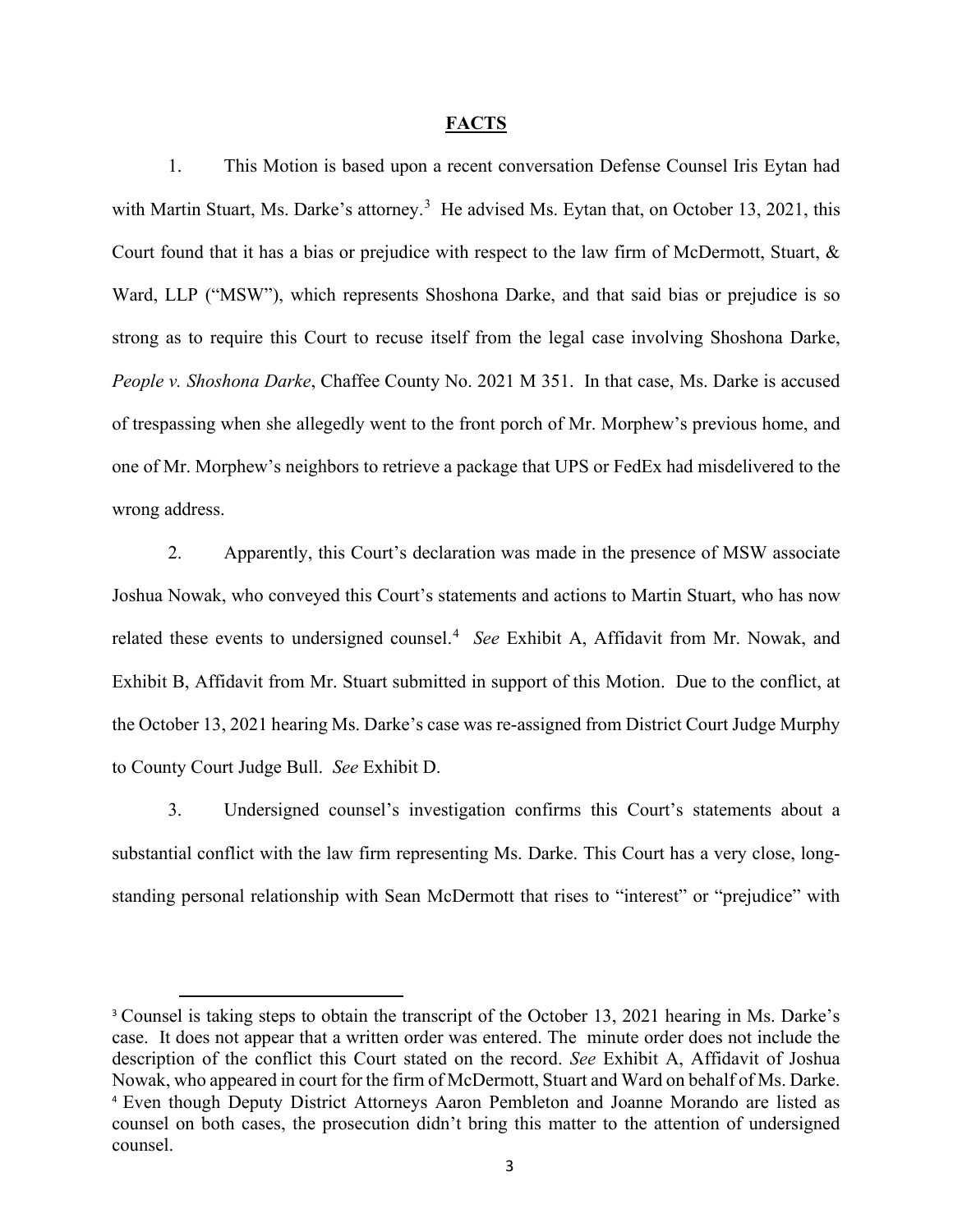## FACTS

1. This Motion is based upon a recent conversation Defense Counsel Iris Eytan had with Martin Stuart, Ms. Darke's attorney.[3] He advised Ms. Eytan that, on October 13, 2021, this Court found that it has a bias or prejudice with respect to the law firm of McDermott, Stuart, & Ward, LLP ("MSW"), which represents Shoshona Darke, and that said bias or prejudice is so strong as to require this Court to recuse itself from the legal case involving Shoshona Darke, *People v. Shoshona Darke*, Chaffee County No. 2021 M 351. In that case, Ms. Darke is accused of trespassing when she allegedly went to the front porch of Mr. Morphew's previous home, and one of Mr. Morphew's neighbors to retrieve a package that UPS or FedEx had misdelivered to the wrong address.

2. Apparently, this Court's declaration was made in the presence of MSW associate Joshua Nowak, who conveyed this Court's statements and actions to Martin Stuart, who has now related these events to undersigned counsel.[4] *See* Exhibit A, Affidavit from Mr. Nowak, and Exhibit B, Affidavit from Mr. Stuart submitted in support of this Motion. Due to the conflict, at the October 13, 2021 hearing Ms. Darke's case was re-assigned from District Court Judge Murphy to County Court Judge Bull. *See* Exhibit D.

3. Undersigned counsel's investigation confirms this Court's statements about a substantial conflict with the law firm representing Ms. Darke. This Court has a very close, long-standing personal relationship with Sean McDermott that rises to "interest" or "prejudice" with

---

[3] Counsel is taking steps to obtain the transcript of the October 13, 2021 hearing in Ms. Darke's case. It does not appear that a written order was entered. The minute order does not include the description of the conflict this Court stated on the record. *See* Exhibit A, Affidavit of Joshua Nowak, who appeared in court for the firm of McDermott, Stuart and Ward on behalf of Ms. Darke.

[4] Even though Deputy District Attorneys Aaron Pembleton and Joanne Morando are listed as counsel on both cases, the prosecution didn't bring this matter to the attention of undersigned counsel.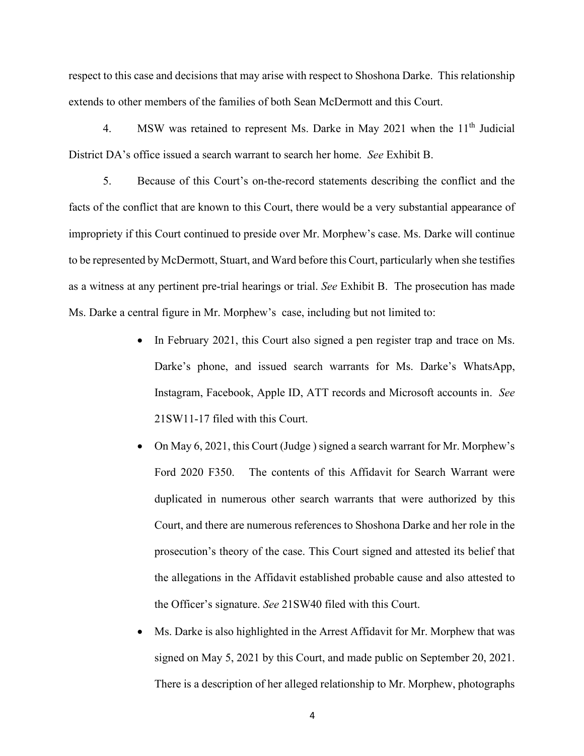respect to this case and decisions that may arise with respect to Shoshona Darke. This relationship extends to other members of the families of both Sean McDermott and this Court.

4. MSW was retained to represent Ms. Darke in May 2021 when the 11th Judicial District DA's office issued a search warrant to search her home. *See* Exhibit B.

5. Because of this Court's on-the-record statements describing the conflict and the facts of the conflict that are known to this Court, there would be a very substantial appearance of impropriety if this Court continued to preside over Mr. Morphew's case. Ms. Darke will continue to be represented by McDermott, Stuart, and Ward before this Court, particularly when she testifies as a witness at any pertinent pre-trial hearings or trial. *See* Exhibit B. The prosecution has made Ms. Darke a central figure in Mr. Morphew's case, including but not limited to:

- In February 2021, this Court also signed a pen register trap and trace on Ms. Darke's phone, and issued search warrants for Ms. Darke's WhatsApp, Instagram, Facebook, Apple ID, ATT records and Microsoft accounts in. *See* 21SW11-17 filed with this Court.
- On May 6, 2021, this Court (Judge ) signed a search warrant for Mr. Morphew's Ford 2020 F350. The contents of this Affidavit for Search Warrant were duplicated in numerous other search warrants that were authorized by this Court, and there are numerous references to Shoshona Darke and her role in the prosecution's theory of the case. This Court signed and attested its belief that the allegations in the Affidavit established probable cause and also attested to the Officer's signature. *See* 21SW40 filed with this Court.
- Ms. Darke is also highlighted in the Arrest Affidavit for Mr. Morphew that was signed on May 5, 2021 by this Court, and made public on September 20, 2021. There is a description of her alleged relationship to Mr. Morphew, photographs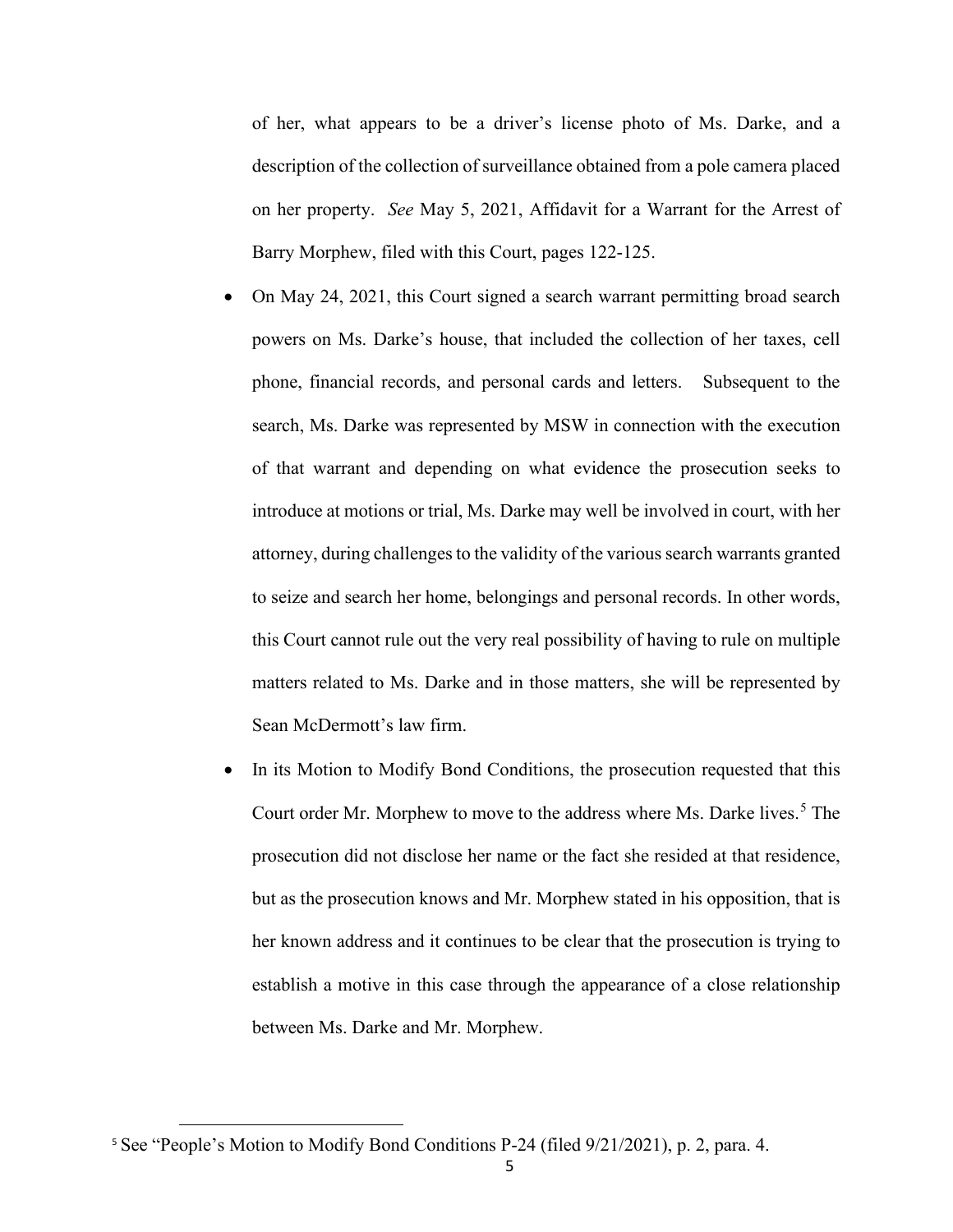of her, what appears to be a driver's license photo of Ms. Darke, and a description of the collection of surveillance obtained from a pole camera placed on her property. *See* May 5, 2021, Affidavit for a Warrant for the Arrest of Barry Morphew, filed with this Court, pages 122-125.

- On May 24, 2021, this Court signed a search warrant permitting broad search powers on Ms. Darke's house, that included the collection of her taxes, cell phone, financial records, and personal cards and letters. Subsequent to the search, Ms. Darke was represented by MSW in connection with the execution of that warrant and depending on what evidence the prosecution seeks to introduce at motions or trial, Ms. Darke may well be involved in court, with her attorney, during challenges to the validity of the various search warrants granted to seize and search her home, belongings and personal records. In other words, this Court cannot rule out the very real possibility of having to rule on multiple matters related to Ms. Darke and in those matters, she will be represented by Sean McDermott's law firm.
- In its Motion to Modify Bond Conditions, the prosecution requested that this Court order Mr. Morphew to move to the address where Ms. Darke lives.[5] The prosecution did not disclose her name or the fact she resided at that residence, but as the prosecution knows and Mr. Morphew stated in his opposition, that is her known address and it continues to be clear that the prosecution is trying to establish a motive in this case through the appearance of a close relationship between Ms. Darke and Mr. Morphew.

[5] See "People's Motion to Modify Bond Conditions P-24 (filed 9/21/2021), p. 2, para. 4.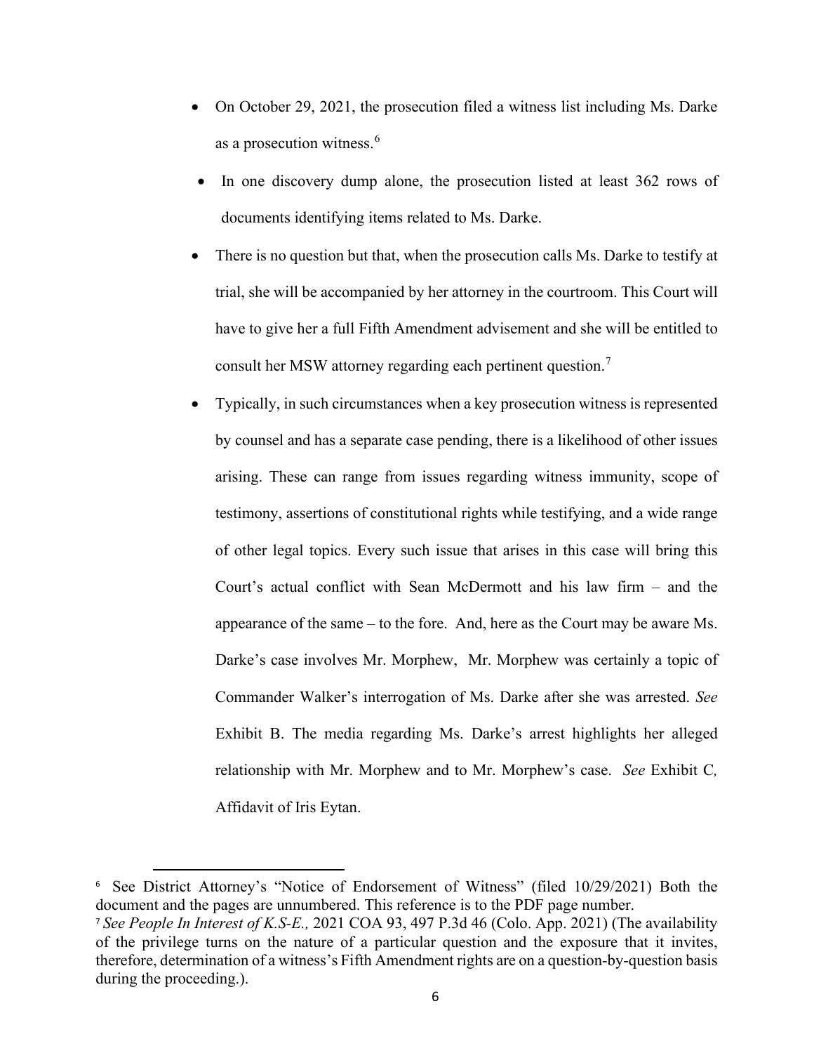- On October 29, 2021, the prosecution filed a witness list including Ms. Darke as a prosecution witness.[6]
- In one discovery dump alone, the prosecution listed at least 362 rows of documents identifying items related to Ms. Darke.
- There is no question but that, when the prosecution calls Ms. Darke to testify at trial, she will be accompanied by her attorney in the courtroom. This Court will have to give her a full Fifth Amendment advisement and she will be entitled to consult her MSW attorney regarding each pertinent question.[7]
- Typically, in such circumstances when a key prosecution witness is represented by counsel and has a separate case pending, there is a likelihood of other issues arising. These can range from issues regarding witness immunity, scope of testimony, assertions of constitutional rights while testifying, and a wide range of other legal topics. Every such issue that arises in this case will bring this Court's actual conflict with Sean McDermott and his law firm – and the appearance of the same – to the fore. And, here as the Court may be aware Ms. Darke's case involves Mr. Morphew, Mr. Morphew was certainly a topic of Commander Walker's interrogation of Ms. Darke after she was arrested. *See* Exhibit B. The media regarding Ms. Darke's arrest highlights her alleged relationship with Mr. Morphew and to Mr. Morphew's case. *See* Exhibit C*,* Affidavit of Iris Eytan.

---

[6] See District Attorney's "Notice of Endorsement of Witness" (filed 10/29/2021) Both the document and the pages are unnumbered. This reference is to the PDF page number.

[7] *See People In Interest of K.S-E.,* 2021 COA 93, 497 P.3d 46 (Colo. App. 2021) (The availability of the privilege turns on the nature of a particular question and the exposure that it invites, therefore, determination of a witness's Fifth Amendment rights are on a question-by-question basis during the proceeding.).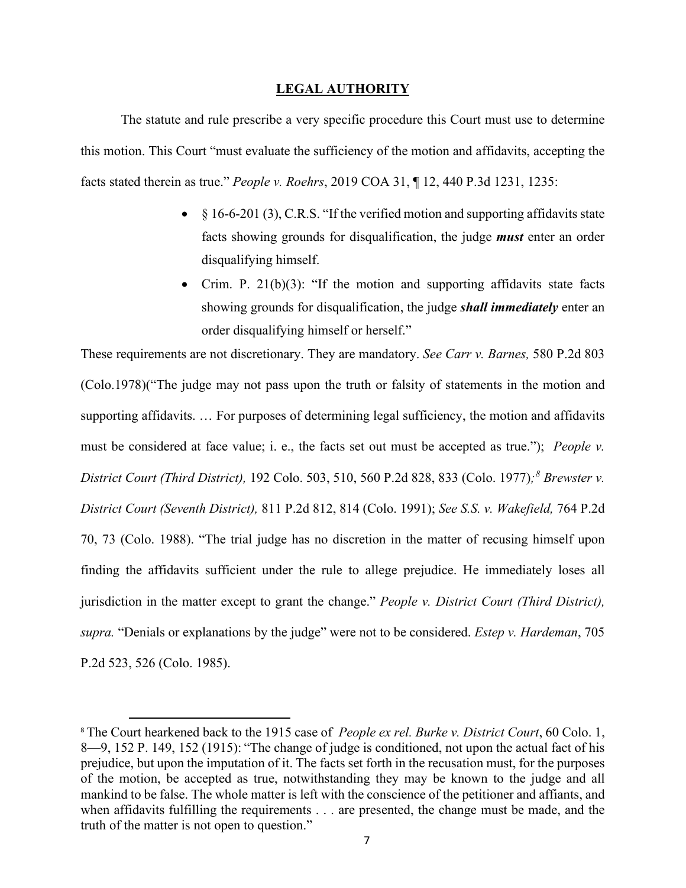## LEGAL AUTHORITY

The statute and rule prescribe a very specific procedure this Court must use to determine this motion. This Court "must evaluate the sufficiency of the motion and affidavits, accepting the facts stated therein as true." *People v. Roehrs*, 2019 COA 31, ¶ 12, 440 P.3d 1231, 1235:

- § 16-6-201 (3), C.R.S. "If the verified motion and supporting affidavits state facts showing grounds for disqualification, the judge ***must*** enter an order disqualifying himself.
- Crim. P. 21(b)(3): "If the motion and supporting affidavits state facts showing grounds for disqualification, the judge ***shall immediately*** enter an order disqualifying himself or herself."

These requirements are not discretionary. They are mandatory. *See Carr v. Barnes,* 580 P.2d 803 (Colo.1978)("The judge may not pass upon the truth or falsity of statements in the motion and supporting affidavits. … For purposes of determining legal sufficiency, the motion and affidavits must be considered at face value; i. e., the facts set out must be accepted as true."); *People v. District Court (Third District),* 192 Colo. 503, 510, 560 P.2d 828, 833 (Colo. 1977)*;*[8] *Brewster v. District Court (Seventh District),* 811 P.2d 812, 814 (Colo. 1991); *See S.S. v. Wakefield,* 764 P.2d 70, 73 (Colo. 1988). "The trial judge has no discretion in the matter of recusing himself upon finding the affidavits sufficient under the rule to allege prejudice. He immediately loses all jurisdiction in the matter except to grant the change." *People v. District Court (Third District), supra.* "Denials or explanations by the judge" were not to be considered. *Estep v. Hardeman*, 705 P.2d 523, 526 (Colo. 1985).

[8] The Court hearkened back to the 1915 case of *People ex rel. Burke v. District Court*, 60 Colo. 1, 8—9, 152 P. 149, 152 (1915): "The change of judge is conditioned, not upon the actual fact of his prejudice, but upon the imputation of it. The facts set forth in the recusation must, for the purposes of the motion, be accepted as true, notwithstanding they may be known to the judge and all mankind to be false. The whole matter is left with the conscience of the petitioner and affiants, and when affidavits fulfilling the requirements . . . are presented, the change must be made, and the truth of the matter is not open to question."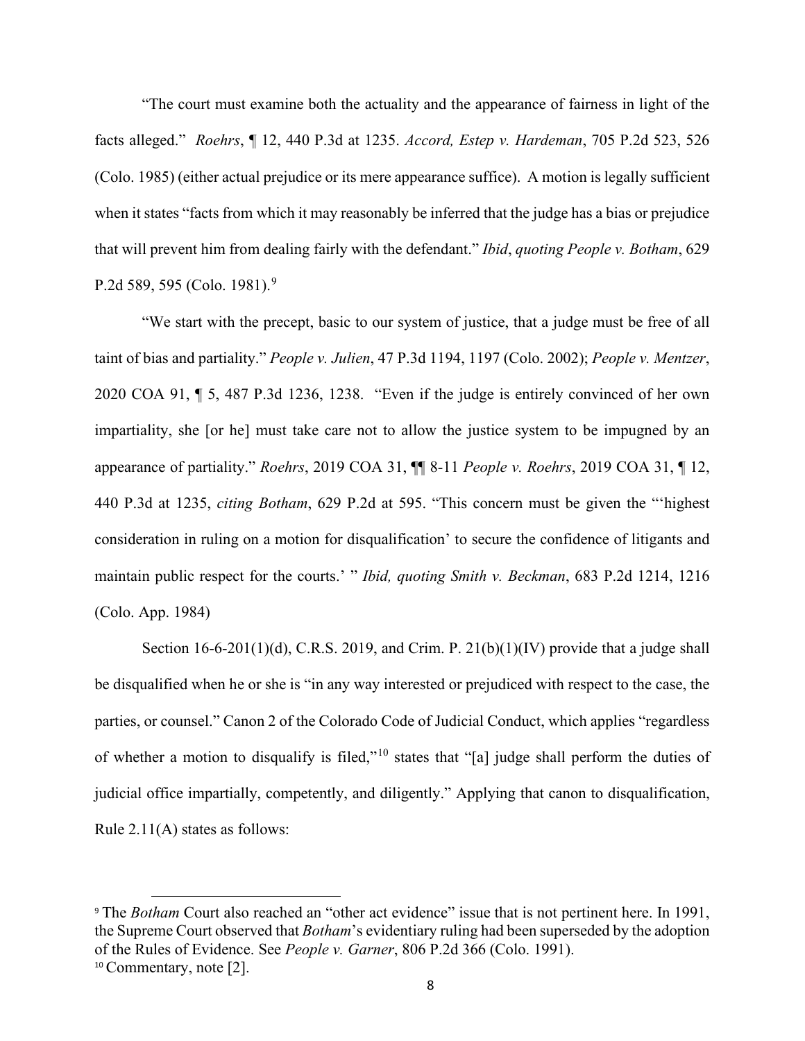"The court must examine both the actuality and the appearance of fairness in light of the facts alleged." *Roehrs*, ¶ 12, 440 P.3d at 1235. *Accord, Estep v. Hardeman*, 705 P.2d 523, 526 (Colo. 1985) (either actual prejudice or its mere appearance suffice). A motion is legally sufficient when it states "facts from which it may reasonably be inferred that the judge has a bias or prejudice that will prevent him from dealing fairly with the defendant." *Ibid*, *quoting People v. Botham*, 629 P.2d 589, 595 (Colo. 1981).[9]

"We start with the precept, basic to our system of justice, that a judge must be free of all taint of bias and partiality." *People v. Julien*, 47 P.3d 1194, 1197 (Colo. 2002); *People v. Mentzer*, 2020 COA 91, ¶ 5, 487 P.3d 1236, 1238. "Even if the judge is entirely convinced of her own impartiality, she [or he] must take care not to allow the justice system to be impugned by an appearance of partiality." *Roehrs*, 2019 COA 31, ¶¶ 8-11 *People v. Roehrs*, 2019 COA 31, ¶ 12, 440 P.3d at 1235, *citing Botham*, 629 P.2d at 595. "This concern must be given the "'highest consideration in ruling on a motion for disqualification' to secure the confidence of litigants and maintain public respect for the courts.' " *Ibid, quoting Smith v. Beckman*, 683 P.2d 1214, 1216 (Colo. App. 1984)

Section 16-6-201(1)(d), C.R.S. 2019, and Crim. P. 21(b)(1)(IV) provide that a judge shall be disqualified when he or she is "in any way interested or prejudiced with respect to the case, the parties, or counsel." Canon 2 of the Colorado Code of Judicial Conduct, which applies "regardless of whether a motion to disqualify is filed,"[10] states that "[a] judge shall perform the duties of judicial office impartially, competently, and diligently." Applying that canon to disqualification, Rule 2.11(A) states as follows:

---

[9] The *Botham* Court also reached an "other act evidence" issue that is not pertinent here. In 1991, the Supreme Court observed that *Botham*'s evidentiary ruling had been superseded by the adoption of the Rules of Evidence. See *People v. Garner*, 806 P.2d 366 (Colo. 1991).

[10] Commentary, note [2].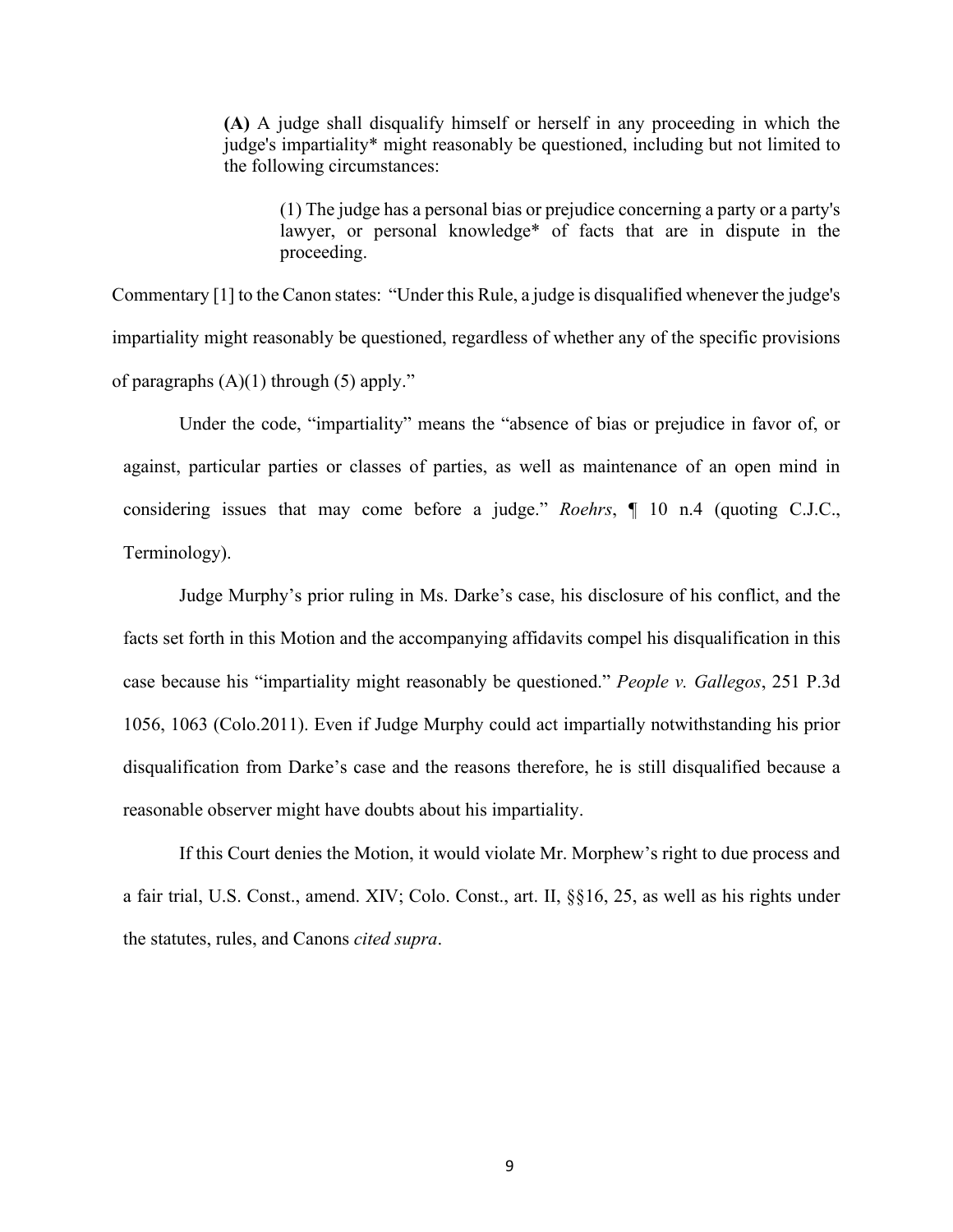> **(A)** A judge shall disqualify himself or herself in any proceeding in which the judge's impartiality* might reasonably be questioned, including but not limited to the following circumstances:
>
> > (1) The judge has a personal bias or prejudice concerning a party or a party's lawyer, or personal knowledge* of facts that are in dispute in the proceeding.

Commentary [1] to the Canon states: "Under this Rule, a judge is disqualified whenever the judge's impartiality might reasonably be questioned, regardless of whether any of the specific provisions of paragraphs (A)(1) through (5) apply."

Under the code, "impartiality" means the "absence of bias or prejudice in favor of, or against, particular parties or classes of parties, as well as maintenance of an open mind in considering issues that may come before a judge." *Roehrs*, ¶ 10 n.4 (quoting C.J.C., Terminology).

Judge Murphy's prior ruling in Ms. Darke's case, his disclosure of his conflict, and the facts set forth in this Motion and the accompanying affidavits compel his disqualification in this case because his "impartiality might reasonably be questioned." *People v. Gallegos*, 251 P.3d 1056, 1063 (Colo.2011). Even if Judge Murphy could act impartially notwithstanding his prior disqualification from Darke's case and the reasons therefore, he is still disqualified because a reasonable observer might have doubts about his impartiality.

If this Court denies the Motion, it would violate Mr. Morphew's right to due process and a fair trial, U.S. Const., amend. XIV; Colo. Const., art. II, §§16, 25, as well as his rights under the statutes, rules, and Canons *cited supra*.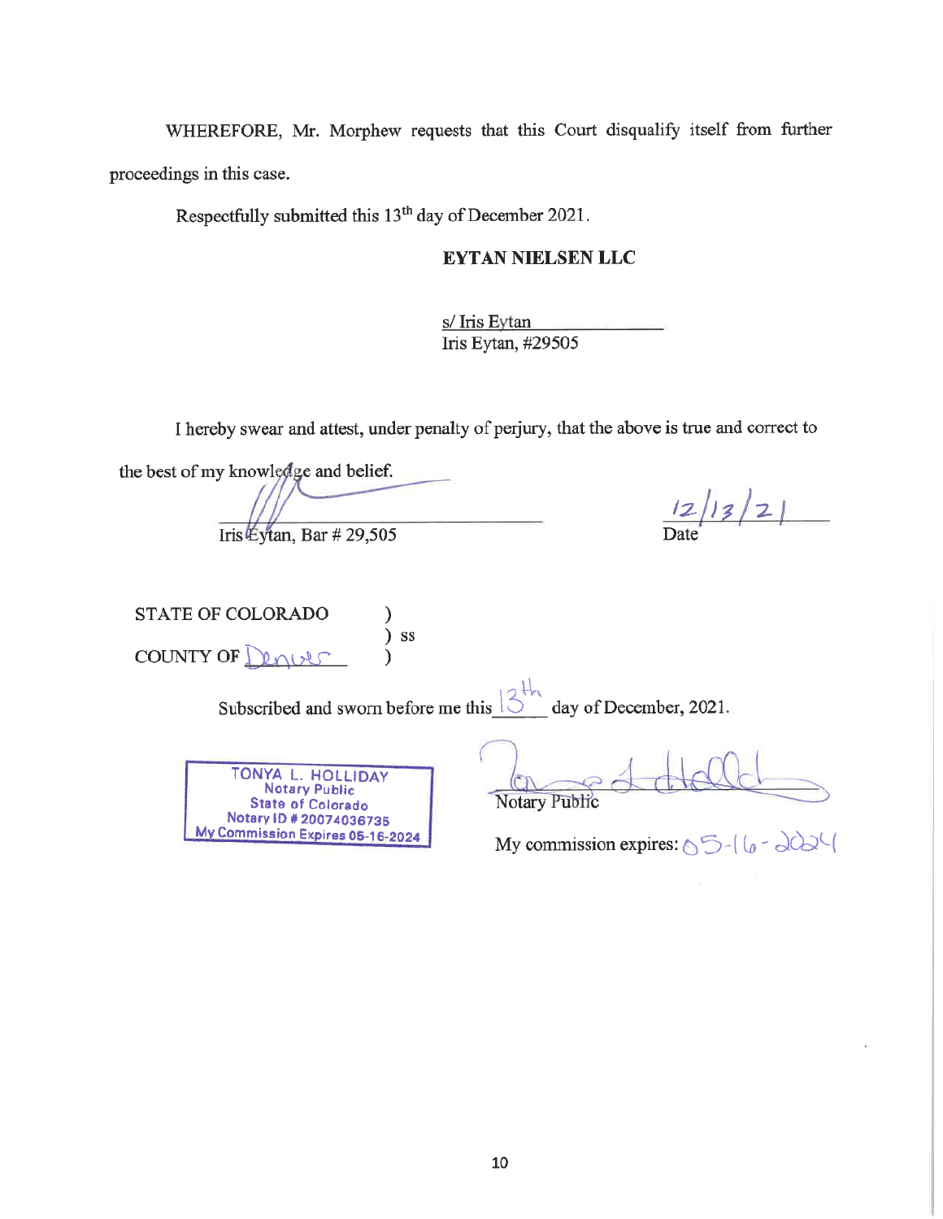WHEREFORE, Mr. Morphew requests that this Court disqualify itself from further proceedings in this case.

Respectfully submitted this 13th day of December 2021.

**EYTAN NIELSEN LLC**

s/ Iris Eytan
Iris Eytan, #29505

I hereby swear and attest, under penalty of perjury, that the above is true and correct to the best of my knowledge and belief.

Iris Eytan, Bar # 29,505

12/13/21
Date

STATE OF COLORADO )
) ss
COUNTY OF Denver )

Subscribed and sworn before me this 13th day of December, 2021.

TONYA L. HOLLIDAY
Notary Public
State of Colorado
Notary ID # 20074036735
My Commission Expires 05-16-2024

Notary Public

My commission expires: 05-16-2024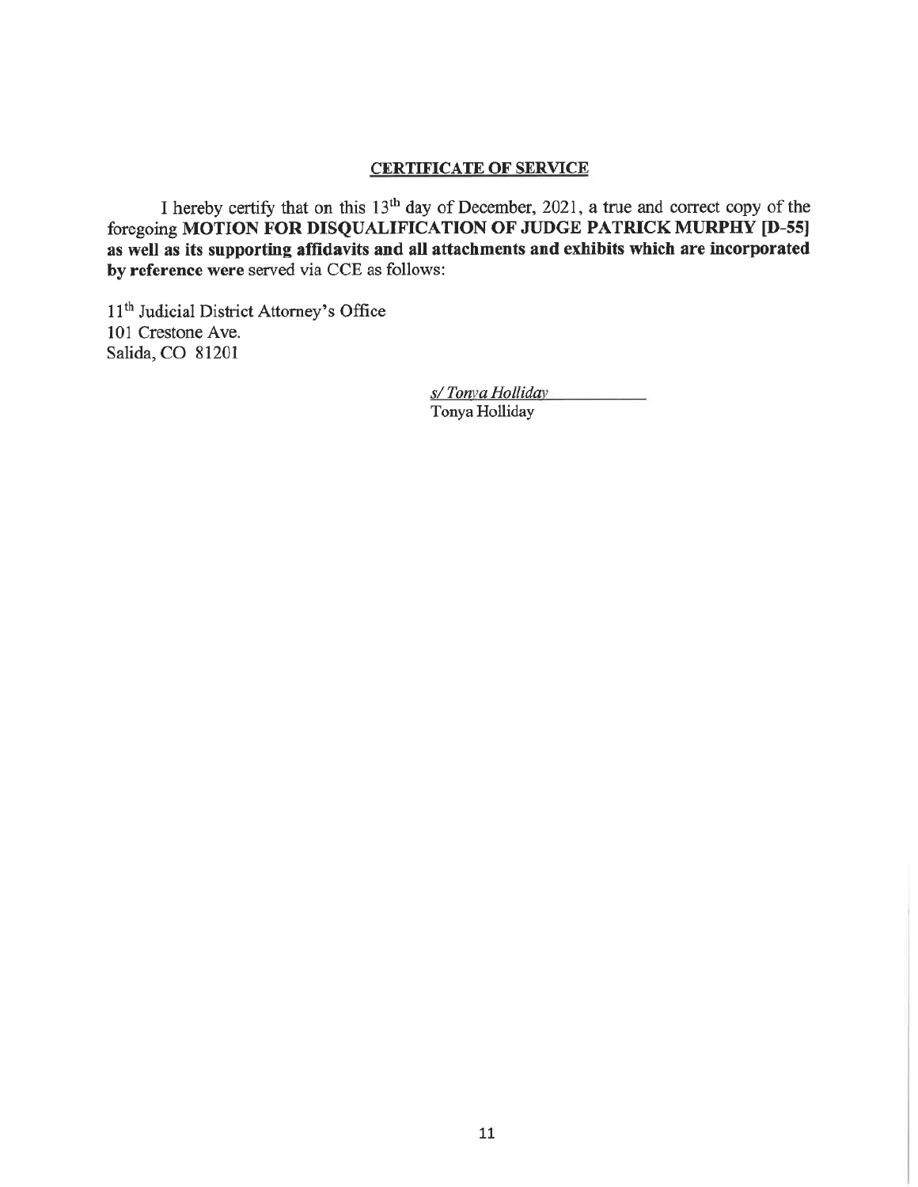## CERTIFICATE OF SERVICE

I hereby certify that on this 13th day of December, 2021, a true and correct copy of the foregoing **MOTION FOR DISQUALIFICATION OF JUDGE PATRICK MURPHY [D-55] as well as its supporting affidavits and all attachments and exhibits which are incorporated by reference were** served via CCE as follows:

11th Judicial District Attorney's Office
101 Crestone Ave.
Salida, CO 81201

*s/ Tonya Holliday*
Tonya Holliday